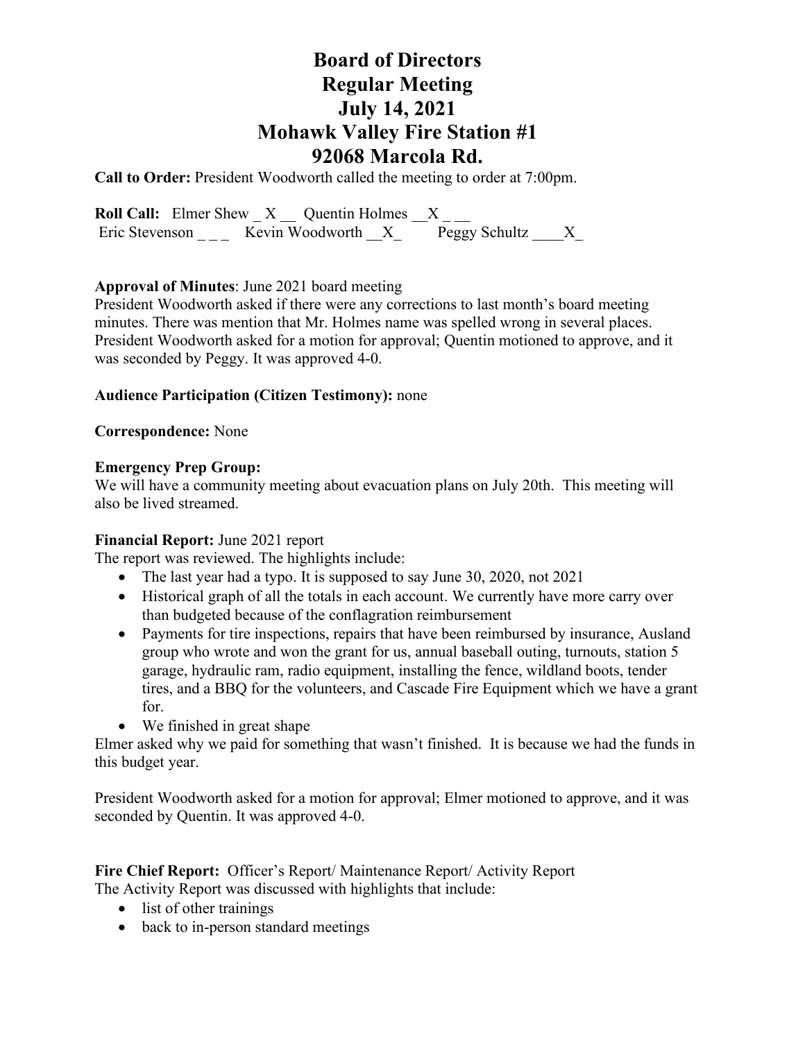# Board of Directors
# Regular Meeting
# July 14, 2021
# Mohawk Valley Fire Station #1
# 92068 Marcola Rd.

**Call to Order:** President Woodworth called the meeting to order at 7:00pm.

**Roll Call:** Elmer Shew _ X __ Quentin Holmes __X _ __
Eric Stevenson _ _ _ Kevin Woodworth __X_ Peggy Schultz ____X_

**Approval of Minutes**: June 2021 board meeting
President Woodworth asked if there were any corrections to last month's board meeting minutes. There was mention that Mr. Holmes name was spelled wrong in several places. President Woodworth asked for a motion for approval; Quentin motioned to approve, and it was seconded by Peggy. It was approved 4-0.

**Audience Participation (Citizen Testimony):** none

**Correspondence:** None

**Emergency Prep Group:**
We will have a community meeting about evacuation plans on July 20th. This meeting will also be lived streamed.

**Financial Report:** June 2021 report
The report was reviewed. The highlights include:

- The last year had a typo. It is supposed to say June 30, 2020, not 2021
- Historical graph of all the totals in each account. We currently have more carry over than budgeted because of the conflagration reimbursement
- Payments for tire inspections, repairs that have been reimbursed by insurance, Ausland group who wrote and won the grant for us, annual baseball outing, turnouts, station 5 garage, hydraulic ram, radio equipment, installing the fence, wildland boots, tender tires, and a BBQ for the volunteers, and Cascade Fire Equipment which we have a grant for.
- We finished in great shape

Elmer asked why we paid for something that wasn't finished. It is because we had the funds in this budget year.

President Woodworth asked for a motion for approval; Elmer motioned to approve, and it was seconded by Quentin. It was approved 4-0.

**Fire Chief Report:** Officer's Report/ Maintenance Report/ Activity Report
The Activity Report was discussed with highlights that include:

- list of other trainings
- back to in-person standard meetings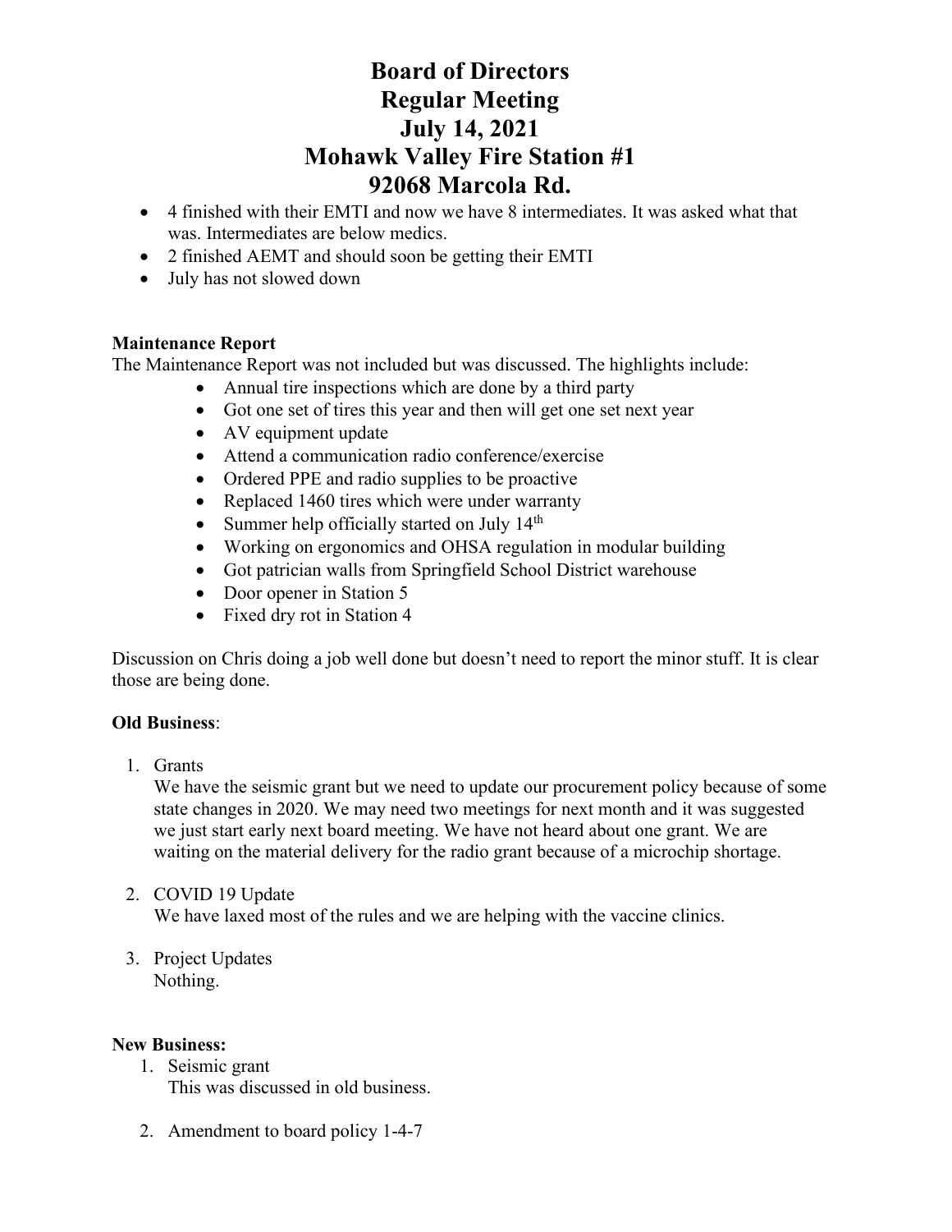# Board of Directors
# Regular Meeting
# July 14, 2021
# Mohawk Valley Fire Station #1
# 92068 Marcola Rd.

- 4 finished with their EMTI and now we have 8 intermediates. It was asked what that was. Intermediates are below medics.
- 2 finished AEMT and should soon be getting their EMTI
- July has not slowed down

**Maintenance Report**

The Maintenance Report was not included but was discussed. The highlights include:

- Annual tire inspections which are done by a third party
- Got one set of tires this year and then will get one set next year
- AV equipment update
- Attend a communication radio conference/exercise
- Ordered PPE and radio supplies to be proactive
- Replaced 1460 tires which were under warranty
- Summer help officially started on July 14th
- Working on ergonomics and OHSA regulation in modular building
- Got patrician walls from Springfield School District warehouse
- Door opener in Station 5
- Fixed dry rot in Station 4

Discussion on Chris doing a job well done but doesn't need to report the minor stuff. It is clear those are being done.

**Old Business**:

1. Grants
   We have the seismic grant but we need to update our procurement policy because of some state changes in 2020. We may need two meetings for next month and it was suggested we just start early next board meeting. We have not heard about one grant. We are waiting on the material delivery for the radio grant because of a microchip shortage.

2. COVID 19 Update
   We have laxed most of the rules and we are helping with the vaccine clinics.

3. Project Updates
   Nothing.

**New Business:**

1. Seismic grant
   This was discussed in old business.

2. Amendment to board policy 1-4-7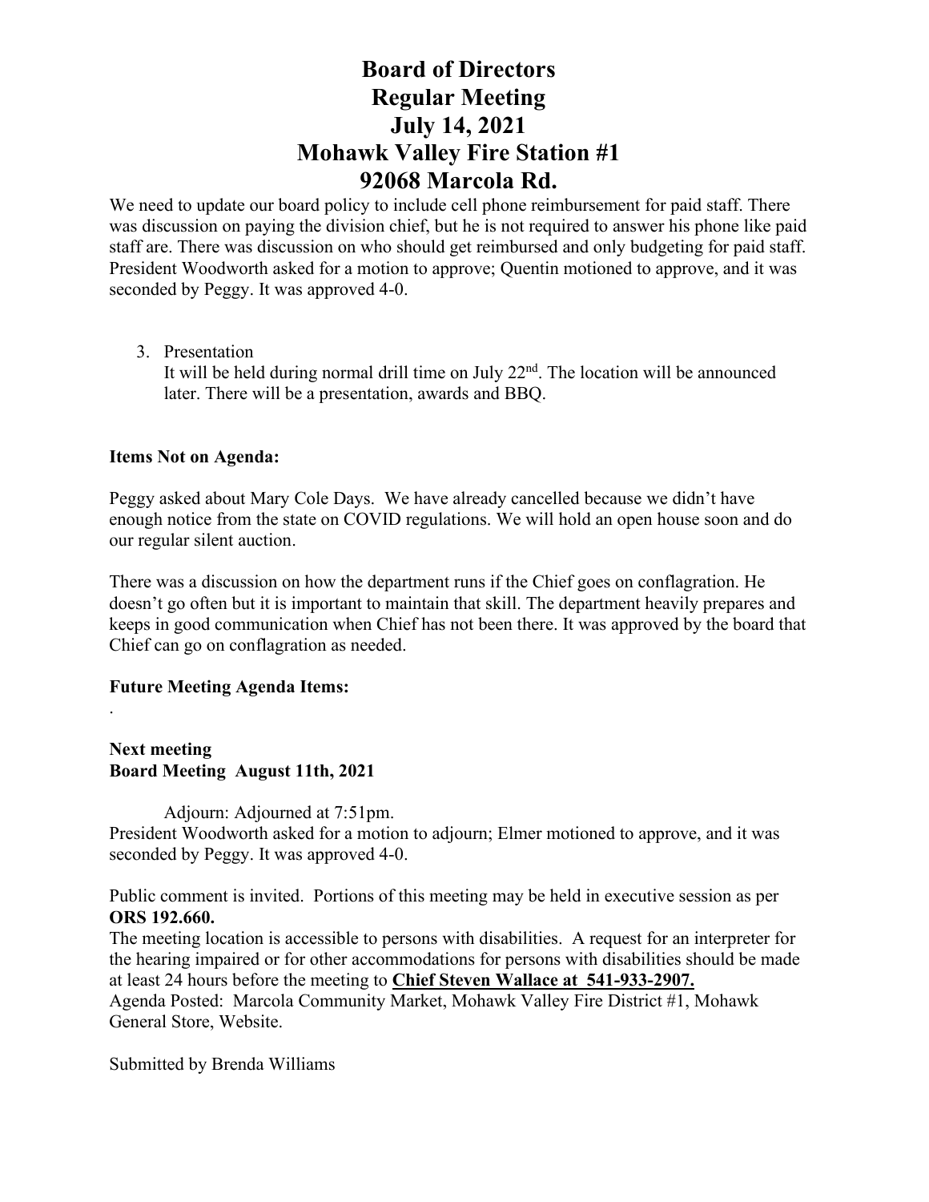# Board of Directors
# Regular Meeting
# July 14, 2021
# Mohawk Valley Fire Station #1
# 92068 Marcola Rd.

We need to update our board policy to include cell phone reimbursement for paid staff. There was discussion on paying the division chief, but he is not required to answer his phone like paid staff are. There was discussion on who should get reimbursed and only budgeting for paid staff. President Woodworth asked for a motion to approve; Quentin motioned to approve, and it was seconded by Peggy. It was approved 4-0.

3. Presentation
   It will be held during normal drill time on July 22nd. The location will be announced later. There will be a presentation, awards and BBQ.

**Items Not on Agenda:**

Peggy asked about Mary Cole Days. We have already cancelled because we didn't have enough notice from the state on COVID regulations. We will hold an open house soon and do our regular silent auction.

There was a discussion on how the department runs if the Chief goes on conflagration. He doesn't go often but it is important to maintain that skill. The department heavily prepares and keeps in good communication when Chief has not been there. It was approved by the board that Chief can go on conflagration as needed.

**Future Meeting Agenda Items:**

.

**Next meeting**
**Board Meeting August 11th, 2021**

Adjourn: Adjourned at 7:51pm.
President Woodworth asked for a motion to adjourn; Elmer motioned to approve, and it was seconded by Peggy. It was approved 4-0.

Public comment is invited. Portions of this meeting may be held in executive session as per **ORS 192.660.**
The meeting location is accessible to persons with disabilities. A request for an interpreter for the hearing impaired or for other accommodations for persons with disabilities should be made at least 24 hours before the meeting to **Chief Steven Wallace at 541-933-2907.**
Agenda Posted: Marcola Community Market, Mohawk Valley Fire District #1, Mohawk General Store, Website.

Submitted by Brenda Williams